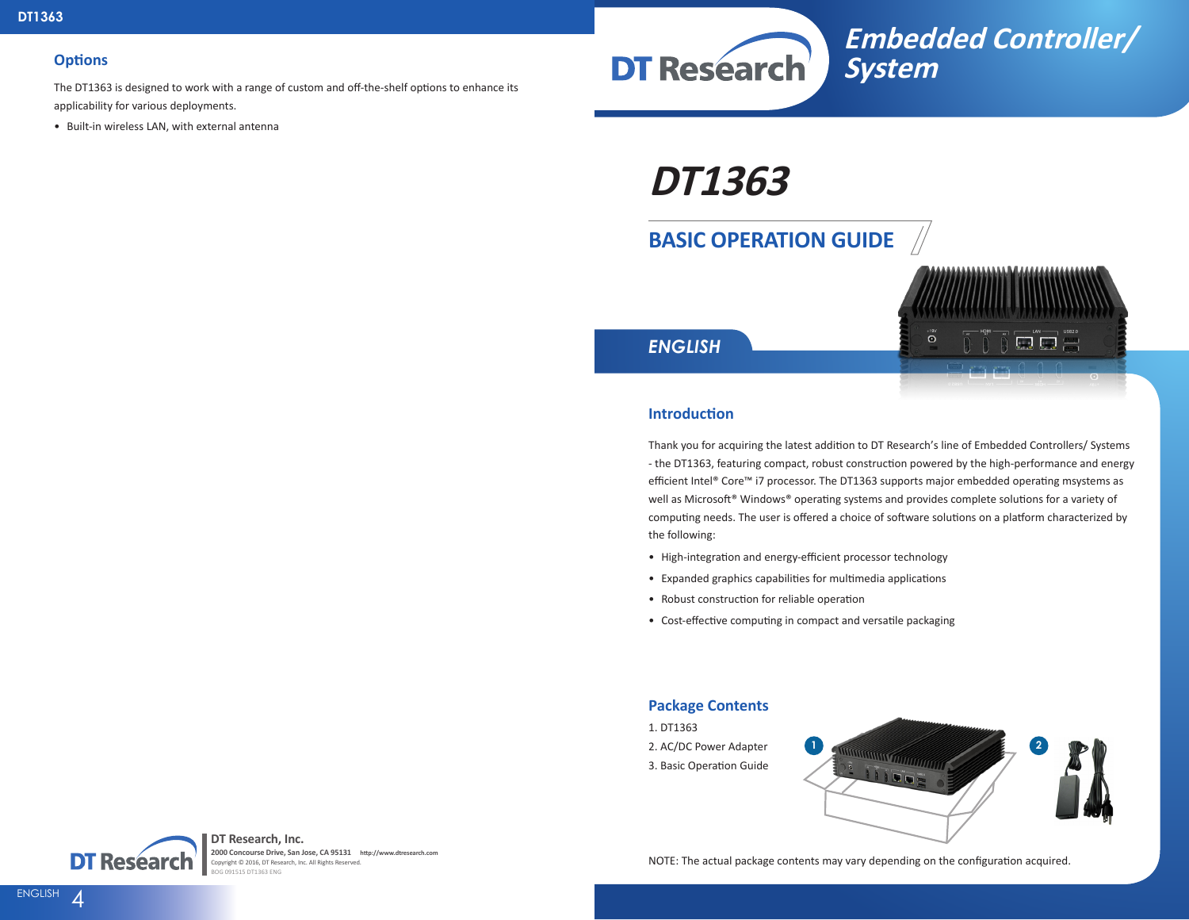## Options

The DT1363 is designed to work with a range of custom and off-the-shelf options to enhance its applicability for various deployments.

- Built-in wireless LAN, with external antenna

**DT Research, Inc.**

2000 Concourse Drive, San Jose, CA 95131 http://www.dtresearch.com

Copyright © 2016, DT Research, Inc. All Rights Reserved.

BOG 091515 DT1363 ENG

# Embedded Controller/ System

# DT1363

## BASIC OPERATION GUIDE

## ENGLISH

## Introduction

Thank you for acquiring the latest addition to DT Research's line of Embedded Controllers/ Systems - the DT1363, featuring compact, robust construction powered by the high-performance and energy efficient Intel® Core™ i7 processor. The DT1363 supports major embedded operating msystems as well as Microsoft® Windows® operating systems and provides complete solutions for a variety of computing needs. The user is offered a choice of software solutions on a platform characterized by the following:

- High-integration and energy-efficient processor technology
- Expanded graphics capabilities for multimedia applications
- Robust construction for reliable operation
- Cost-effective computing in compact and versatile packaging

## Package Contents

1. DT1363
2. AC/DC Power Adapter
3. Basic Operation Guide

NOTE: The actual package contents may vary depending on the configuration acquired.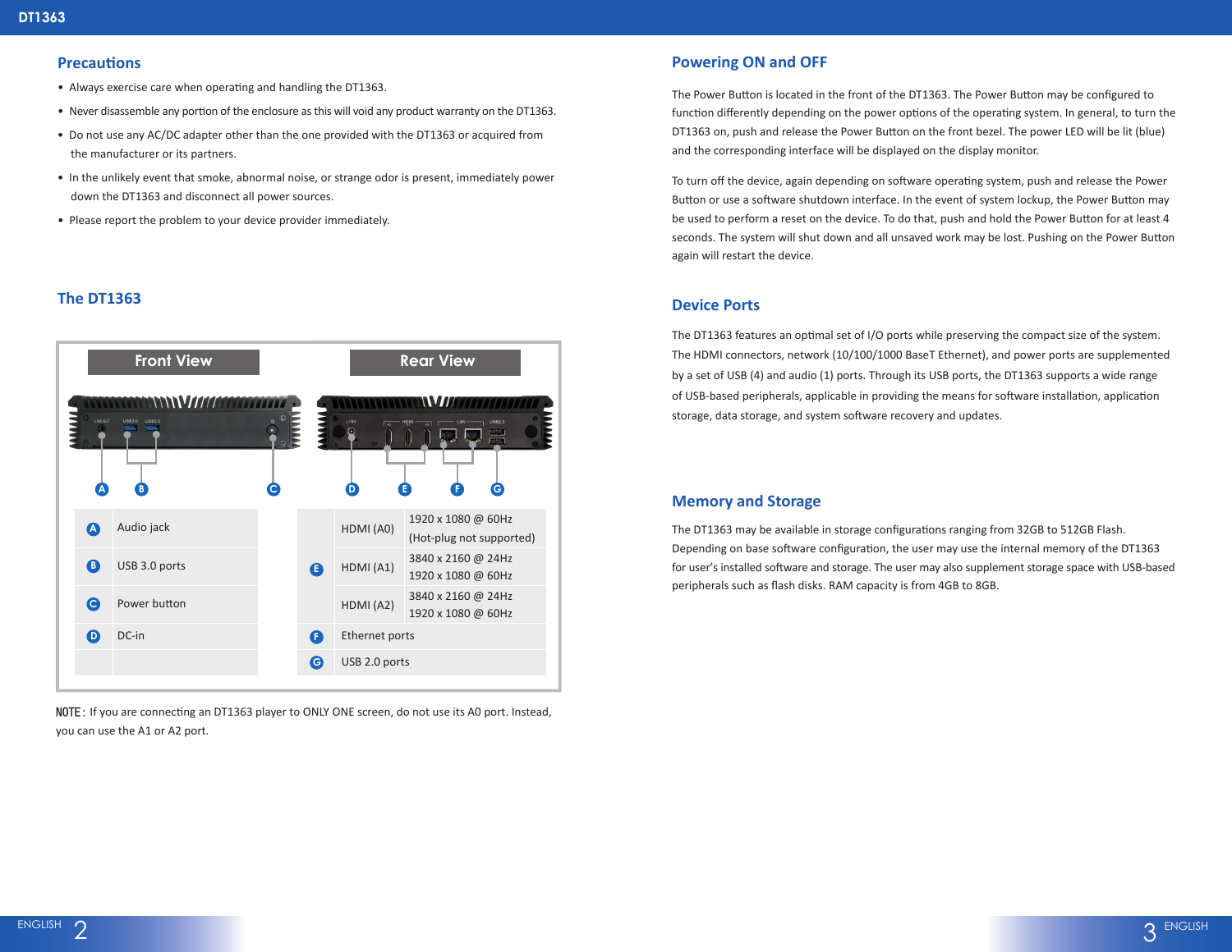## Precautions

- Always exercise care when operating and handling the DT1363.
- Never disassemble any portion of the enclosure as this will void any product warranty on the DT1363.
- Do not use any AC/DC adapter other than the one provided with the DT1363 or acquired from the manufacturer or its partners.
- In the unlikely event that smoke, abnormal noise, or strange odor is present, immediately power down the DT1363 and disconnect all power sources.
- Please report the problem to your device provider immediately.

## The DT1363

Front View

Rear View

| | | | | |
|---|---|---|---|---|
| A | Audio jack | E | HDMI (A0) | 1920 x 1080 @ 60Hz (Hot-plug not supported) |
| B | USB 3.0 ports | | HDMI (A1) | 3840 x 2160 @ 24Hz 1920 x 1080 @ 60Hz |
| C | Power button | | HDMI (A2) | 3840 x 2160 @ 24Hz 1920 x 1080 @ 60Hz |
| D | DC-in | F | Ethernet ports | |
| | | G | USB 2.0 ports | |

NOTE: If you are connecting an DT1363 player to ONLY ONE screen, do not use its A0 port. Instead, you can use the A1 or A2 port.

## Powering ON and OFF

The Power Button is located in the front of the DT1363. The Power Button may be configured to function differently depending on the power options of the operating system. In general, to turn the DT1363 on, push and release the Power Button on the front bezel. The power LED will be lit (blue) and the corresponding interface will be displayed on the display monitor.

To turn off the device, again depending on software operating system, push and release the Power Button or use a software shutdown interface. In the event of system lockup, the Power Button may be used to perform a reset on the device. To do that, push and hold the Power Button for at least 4 seconds. The system will shut down and all unsaved work may be lost. Pushing on the Power Button again will restart the device.

## Device Ports

The DT1363 features an optimal set of I/O ports while preserving the compact size of the system. The HDMI connectors, network (10/100/1000 BaseT Ethernet), and power ports are supplemented by a set of USB (4) and audio (1) ports. Through its USB ports, the DT1363 supports a wide range of USB-based peripherals, applicable in providing the means for software installation, application storage, data storage, and system software recovery and updates.

## Memory and Storage

The DT1363 may be available in storage configurations ranging from 32GB to 512GB Flash. Depending on base software configuration, the user may use the internal memory of the DT1363 for user's installed software and storage. The user may also supplement storage space with USB-based peripherals such as flash disks. RAM capacity is from 4GB to 8GB.